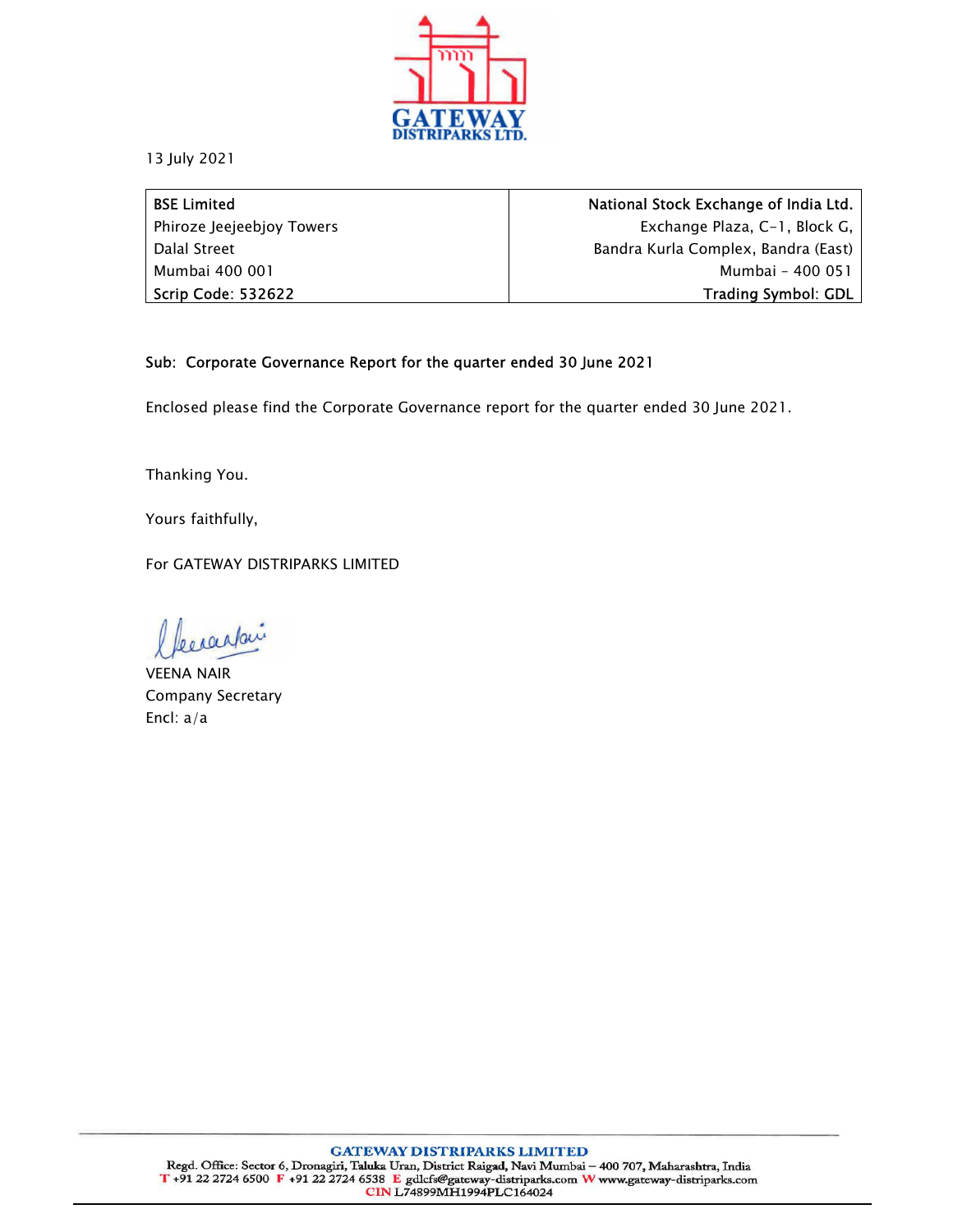13 July 2021

| **BSE Limited** | **National Stock Exchange of India Ltd.** |
|---|---|
| Phiroze Jeejeebjoy Towers | Exchange Plaza, C-1, Block G, |
| Dalal Street | Bandra Kurla Complex, Bandra (East) |
| Mumbai 400 001 | Mumbai – 400 051 |
| **Scrip Code: 532622** | **Trading Symbol: GDL** |

**Sub: Corporate Governance Report for the quarter ended 30 June 2021**

Enclosed please find the Corporate Governance report for the quarter ended 30 June 2021.

Thanking You.

Yours faithfully,

For GATEWAY DISTRIPARKS LIMITED

VEENA NAIR
Company Secretary
Encl: a/a

**GATEWAY DISTRIPARKS LIMITED**
Regd. Office: Sector 6, Dronagiri, Taluka Uran, District Raigad, Navi Mumbai – 400 707, Maharashtra, India
T +91 22 2724 6500 F +91 22 2724 6538 E gdlcfs@gateway-distriparks.com W www.gateway-distriparks.com
CIN L74899MH1994PLC164024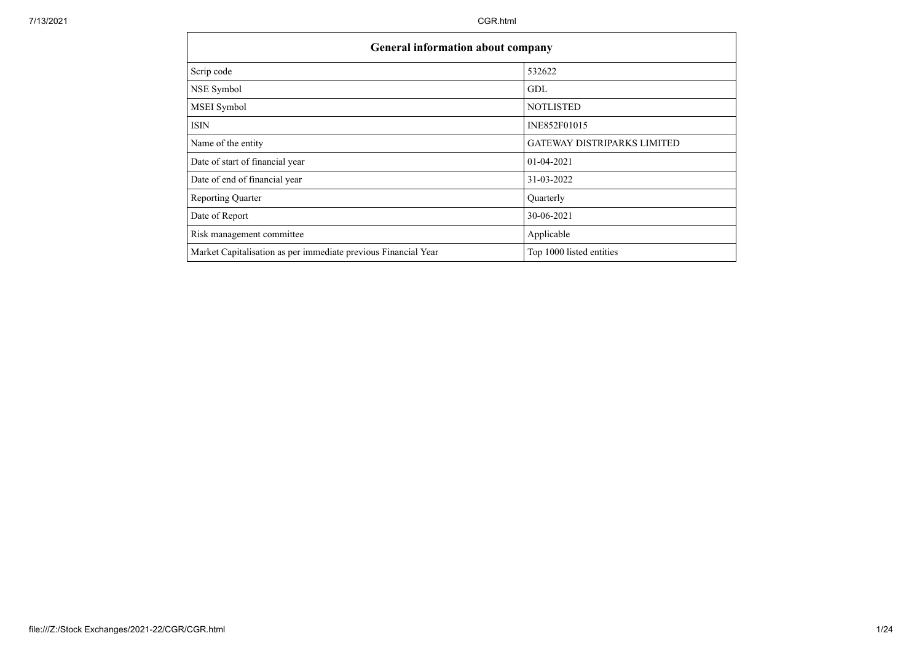| General information about company | |
|---|---|
| Scrip code | 532622 |
| NSE Symbol | GDL |
| MSEI Symbol | NOTLISTED |
| ISIN | INE852F01015 |
| Name of the entity | GATEWAY DISTRIPARKS LIMITED |
| Date of start of financial year | 01-04-2021 |
| Date of end of financial year | 31-03-2022 |
| Reporting Quarter | Quarterly |
| Date of Report | 30-06-2021 |
| Risk management committee | Applicable |
| Market Capitalisation as per immediate previous Financial Year | Top 1000 listed entities |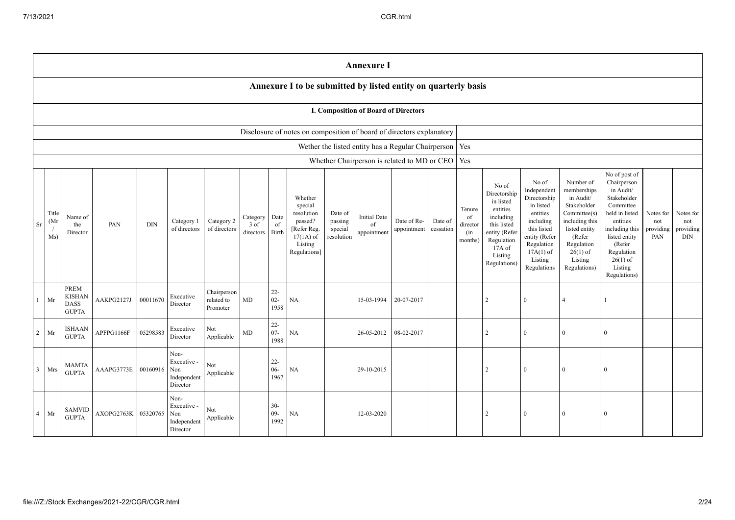# Annexure I

## Annexure I to be submitted by listed entity on quarterly basis

### I. Composition of Board of Directors

| Disclosure of notes on composition of board of directors explanatory | |
|---|---|
| Wether the listed entity has a Regular Chairperson | Yes |
| Whether Chairperson is related to MD or CEO | Yes |

| Sr | Title (Mr / Ms) | Name of the Director | PAN | DIN | Category 1 of directors | Category 2 of directors | Category 3 of directors | Date of Birth | Whether special resolution passed? [Refer Reg. 17(1A) of Listing Regulations] | Date of passing special resolution | Initial Date of appointment | Date of Re-appointment | Date of cessation | Tenure of director (in months) | No of Directorship in listed entities including this listed entity (Refer Regulation 17A of Listing Regulations) | No of Independent Directorship in listed entities including this listed entity (Refer Regulation 17A(1) of Listing Regulations | Number of memberships in Audit/ Stakeholder Committee(s) including this listed entity (Refer Regulation 26(1) of Listing Regulations) | No of post of Chairperson in Audit/ Stakeholder Committee held in listed entities including this listed entity (Refer Regulation 26(1) of Listing Regulations) | Notes for not providing PAN | Notes for not providing DIN |
|---|---|---|---|---|---|---|---|---|---|---|---|---|---|---|---|---|---|---|---|---|
| 1 | Mr | PREM KISHAN DASS GUPTA | AAKPG2127J | 00011670 | Executive Director | Chairperson related to Promoter | MD | 22-02-1958 | NA | | 15-03-1994 | 20-07-2017 | | | 2 | 0 | 4 | 1 | | |
| 2 | Mr | ISHAAN GUPTA | APFPG1166F | 05298583 | Executive Director | Not Applicable | MD | 22-07-1988 | NA | | 26-05-2012 | 08-02-2017 | | | 2 | 0 | 0 | 0 | | |
| 3 | Mrs | MAMTA GUPTA | AAAPG3773E | 00160916 | Non-Executive - Non Independent Director | Not Applicable | | 22-06-1967 | NA | | 29-10-2015 | | | | 2 | 0 | 0 | 0 | | |
| 4 | Mr | SAMVID GUPTA | AXOPG2763K | 05320765 | Non-Executive - Non Independent Director | Not Applicable | | 30-09-1992 | NA | | 12-03-2020 | | | | 2 | 0 | 0 | 0 | | |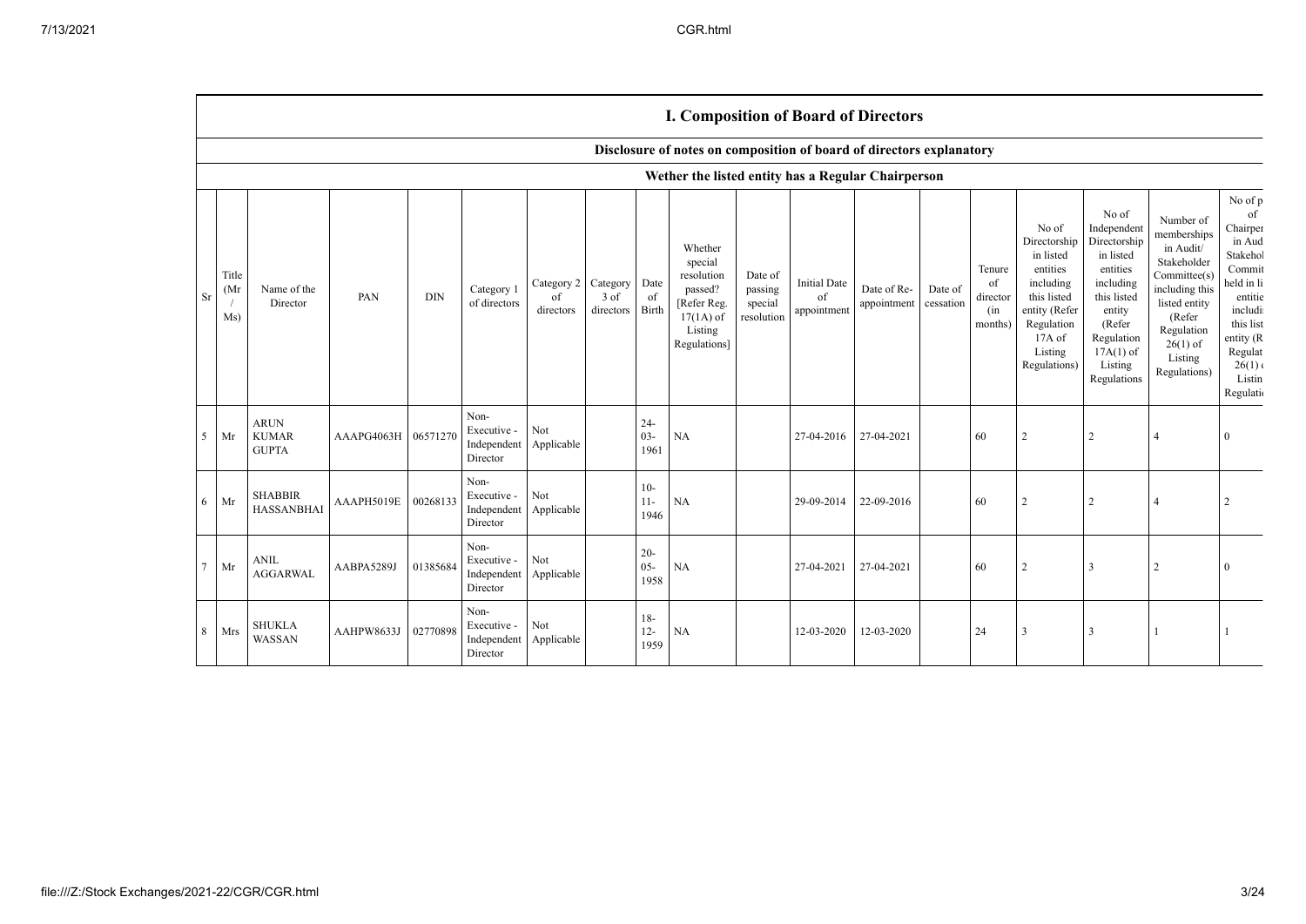## I. Composition of Board of Directors

### Disclosure of notes on composition of board of directors explanatory

### Wether the listed entity has a Regular Chairperson

| Sr | Title (Mr / Ms) | Name of the Director | PAN | DIN | Category 1 of directors | Category 2 of directors | Category 3 of directors | Date of Birth | Whether special resolution passed? [Refer Reg. 17(1A) of Listing Regulations] | Date of passing special resolution | Initial Date of appointment | Date of Re-appointment | Date of cessation | Tenure of director (in months) | No of Directorship in listed entities including this listed entity (Refer Regulation 17A of Listing Regulations) | No of Independent Directorship in listed entities including this listed entity (Refer Regulation 17A(1) of Listing Regulations | Number of memberships in Audit/ Stakeholder Committee(s) including this listed entity (Refer Regulation 26(1) of Listing Regulations) | No of p of Chairper in Aud Stakehol Commit held in li entitie includi this list entity (R Regulat 26(1) Listin Regulati |
|---|---|---|---|---|---|---|---|---|---|---|---|---|---|---|---|---|---|---|
| 5 | Mr | ARUN KUMAR GUPTA | AAAPG4063H | 06571270 | Non-Executive - Independent Director | Not Applicable | | 24-03-1961 | NA | | 27-04-2016 | 27-04-2021 | | 60 | 2 | 2 | 4 | 0 |
| 6 | Mr | SHABBIR HASSANBHAI | AAAPH5019E | 00268133 | Non-Executive - Independent Director | Not Applicable | | 10-11-1946 | NA | | 29-09-2014 | 22-09-2016 | | 60 | 2 | 2 | 4 | 2 |
| 7 | Mr | ANIL AGGARWAL | AABPA5289J | 01385684 | Non-Executive - Independent Director | Not Applicable | | 20-05-1958 | NA | | 27-04-2021 | 27-04-2021 | | 60 | 2 | 3 | 2 | 0 |
| 8 | Mrs | SHUKLA WASSAN | AAHPW8633J | 02770898 | Non-Executive - Independent Director | Not Applicable | | 18-12-1959 | NA | | 12-03-2020 | 12-03-2020 | | 24 | 3 | 3 | 1 | 1 |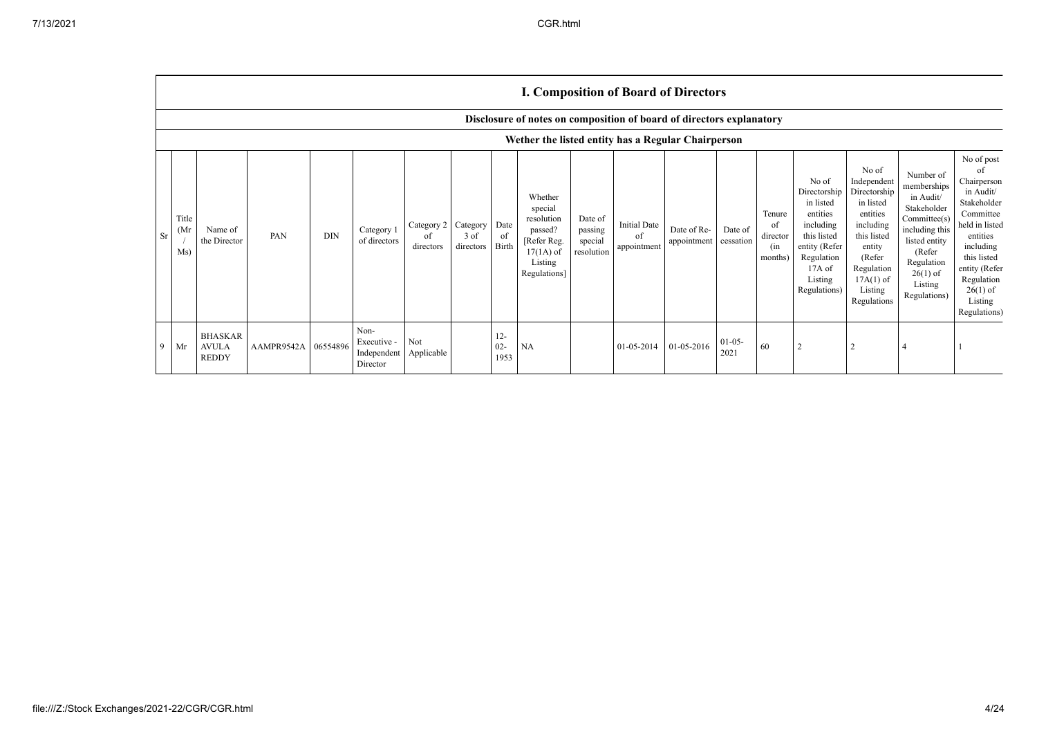## I. Composition of Board of Directors

### Disclosure of notes on composition of board of directors explanatory

### Wether the listed entity has a Regular Chairperson

| Sr | Title (Mr / Ms) | Name of the Director | PAN | DIN | Category 1 of directors | Category 2 of directors | Category 3 of directors | Date of Birth | Whether special resolution passed? [Refer Reg. 17(1A) of Listing Regulations] | Date of passing special resolution | Initial Date of appointment | Date of Re-appointment | Date of cessation | Tenure of director (in months) | No of Directorship in listed entities including this listed entity (Refer Regulation 17A of Listing Regulations) | No of Independent Directorship in listed entities including this listed entity (Refer Regulation 17A(1) of Listing Regulations | Number of memberships in Audit/ Stakeholder Committee(s) including this listed entity (Refer Regulation 26(1) of Listing Regulations) | No of post of Chairperson in Audit/ Stakeholder Committee held in listed entities including this listed entity (Refer Regulation 26(1) of Listing Regulations) |
|---|---|---|---|---|---|---|---|---|---|---|---|---|---|---|---|---|---|---|
| 9 | Mr | BHASKAR AVULA REDDY | AAMPR9542A | 06554896 | Non-Executive - Independent Director | Not Applicable | | 12-02-1953 | NA | | 01-05-2014 | 01-05-2016 | 01-05-2021 | 60 | 2 | 2 | 4 | 1 |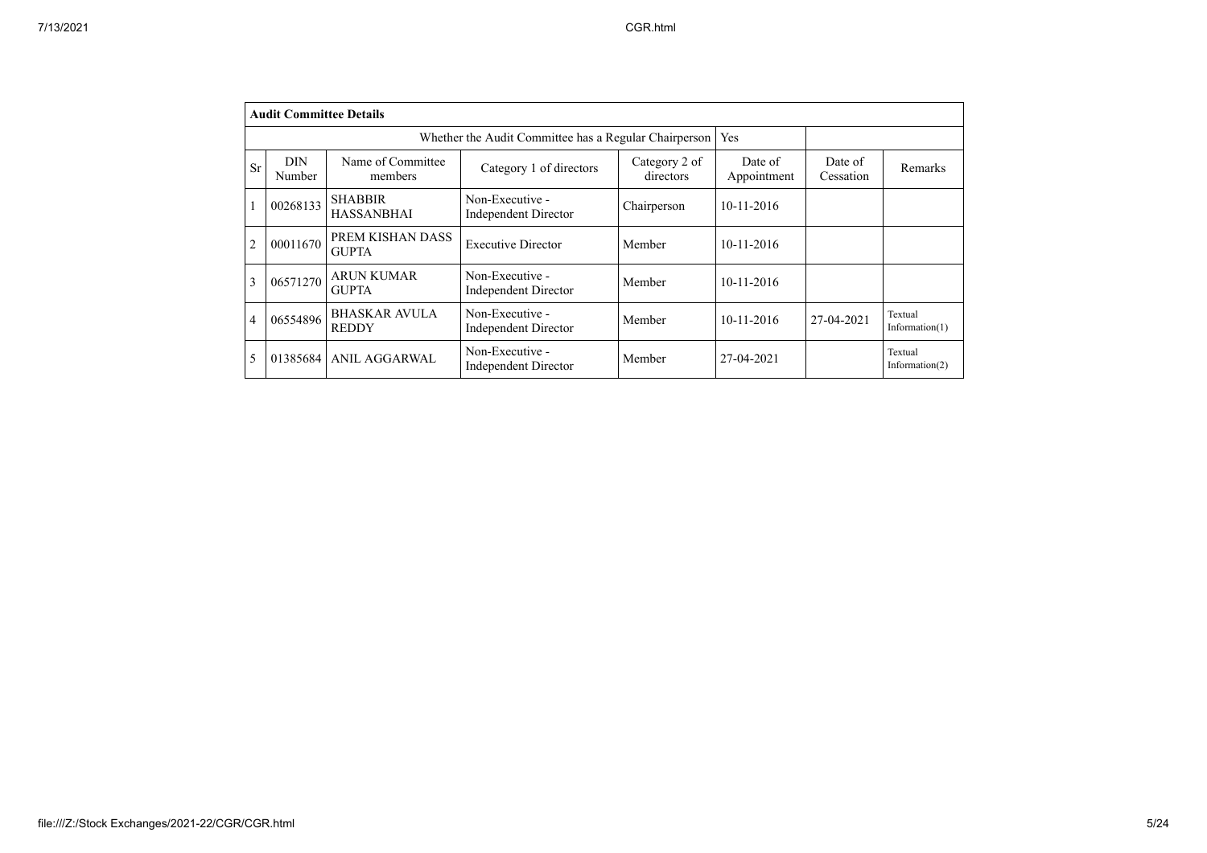**Audit Committee Details**

| | | | Whether the Audit Committee has a Regular Chairperson | | Yes | | |
|---|---|---|---|---|---|---|---|
| Sr | DIN Number | Name of Committee members | Category 1 of directors | Category 2 of directors | Date of Appointment | Date of Cessation | Remarks |
| 1 | 00268133 | SHABBIR HASSANBHAI | Non-Executive - Independent Director | Chairperson | 10-11-2016 | | |
| 2 | 00011670 | PREM KISHAN DASS GUPTA | Executive Director | Member | 10-11-2016 | | |
| 3 | 06571270 | ARUN KUMAR GUPTA | Non-Executive - Independent Director | Member | 10-11-2016 | | |
| 4 | 06554896 | BHASKAR AVULA REDDY | Non-Executive - Independent Director | Member | 10-11-2016 | 27-04-2021 | Textual Information(1) |
| 5 | 01385684 | ANIL AGGARWAL | Non-Executive - Independent Director | Member | 27-04-2021 | | Textual Information(2) |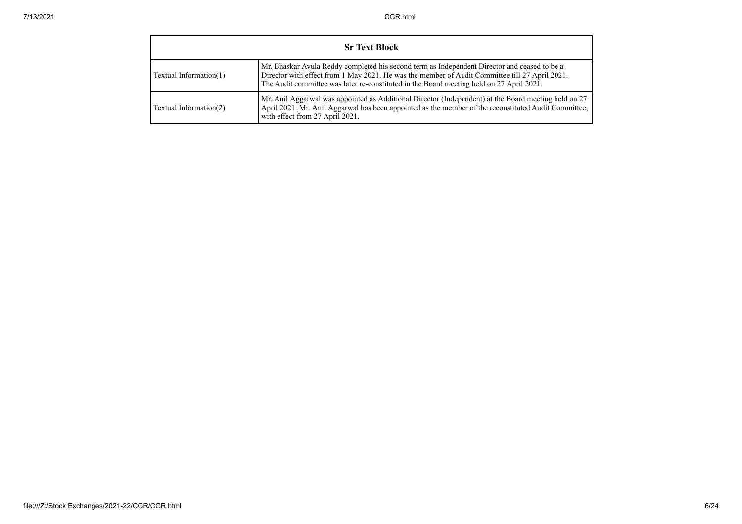| Sr Text Block | |
|---|---|
| Textual Information(1) | Mr. Bhaskar Avula Reddy completed his second term as Independent Director and ceased to be a Director with effect from 1 May 2021. He was the member of Audit Committee till 27 April 2021. The Audit committee was later re-constituted in the Board meeting held on 27 April 2021. |
| Textual Information(2) | Mr. Anil Aggarwal was appointed as Additional Director (Independent) at the Board meeting held on 27 April 2021. Mr. Anil Aggarwal has been appointed as the member of the reconstituted Audit Committee, with effect from 27 April 2021. |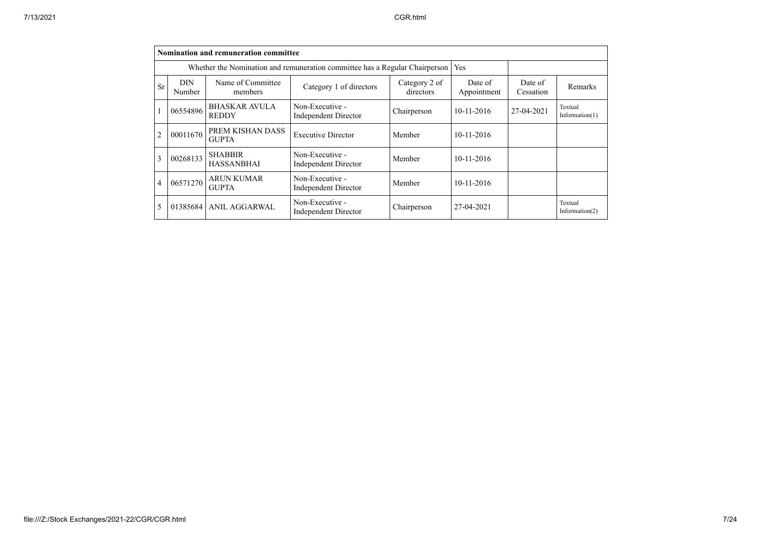| Nomination and remuneration committee | | | | | | | |
|---|---|---|---|---|---|---|---|
| Whether the Nomination and remuneration committee has a Regular Chairperson | | | | | Yes | | |
| Sr | DIN Number | Name of Committee members | Category 1 of directors | Category 2 of directors | Date of Appointment | Date of Cessation | Remarks |
| 1 | 06554896 | BHASKAR AVULA REDDY | Non-Executive - Independent Director | Chairperson | 10-11-2016 | 27-04-2021 | Textual Information(1) |
| 2 | 00011670 | PREM KISHAN DASS GUPTA | Executive Director | Member | 10-11-2016 | | |
| 3 | 00268133 | SHABBIR HASSANBHAI | Non-Executive - Independent Director | Member | 10-11-2016 | | |
| 4 | 06571270 | ARUN KUMAR GUPTA | Non-Executive - Independent Director | Member | 10-11-2016 | | |
| 5 | 01385684 | ANIL AGGARWAL | Non-Executive - Independent Director | Chairperson | 27-04-2021 | | Textual Information(2) |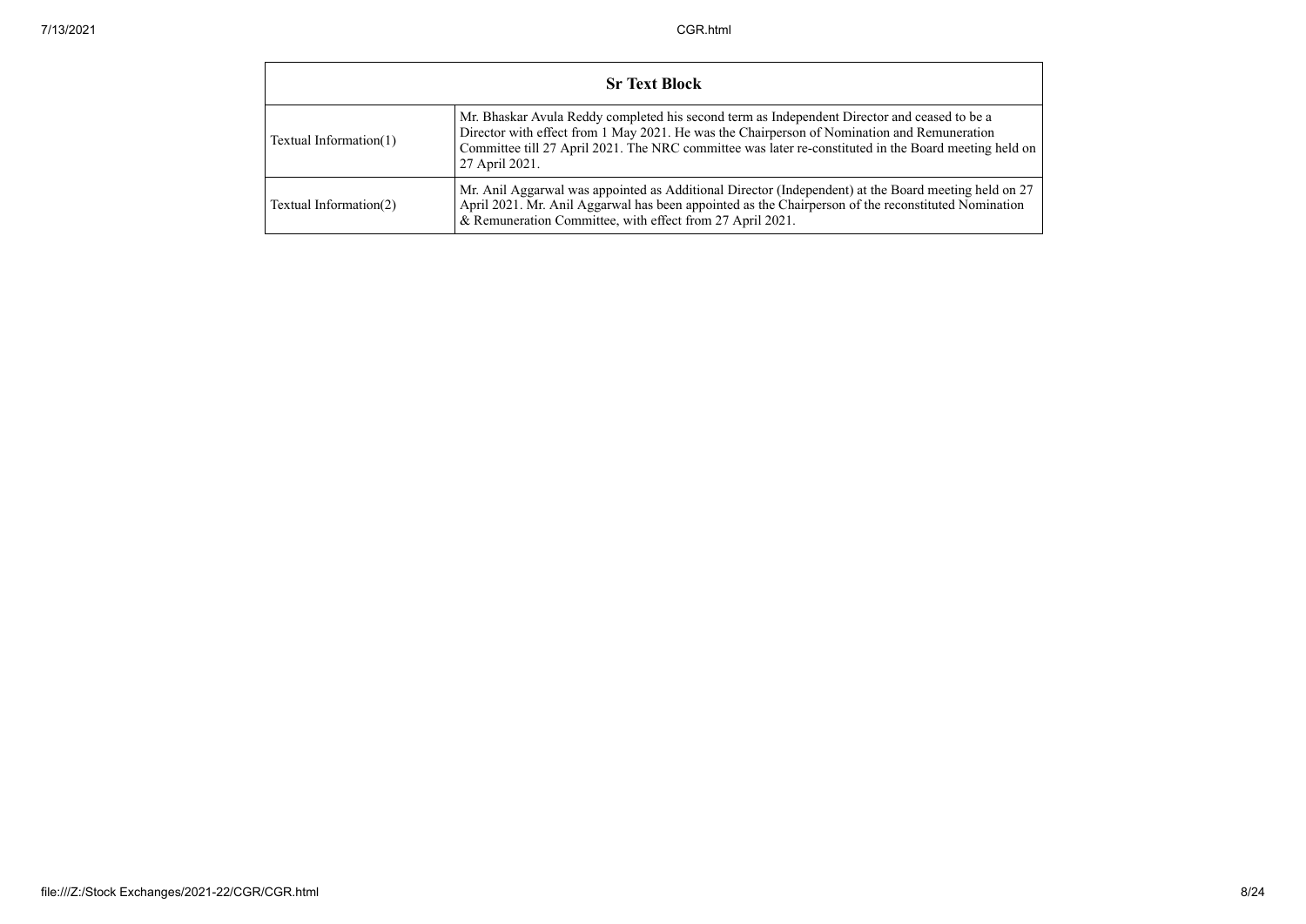| Sr Text Block | |
|---|---|
| Textual Information(1) | Mr. Bhaskar Avula Reddy completed his second term as Independent Director and ceased to be a Director with effect from 1 May 2021. He was the Chairperson of Nomination and Remuneration Committee till 27 April 2021. The NRC committee was later re-constituted in the Board meeting held on 27 April 2021. |
| Textual Information(2) | Mr. Anil Aggarwal was appointed as Additional Director (Independent) at the Board meeting held on 27 April 2021. Mr. Anil Aggarwal has been appointed as the Chairperson of the reconstituted Nomination & Remuneration Committee, with effect from 27 April 2021. |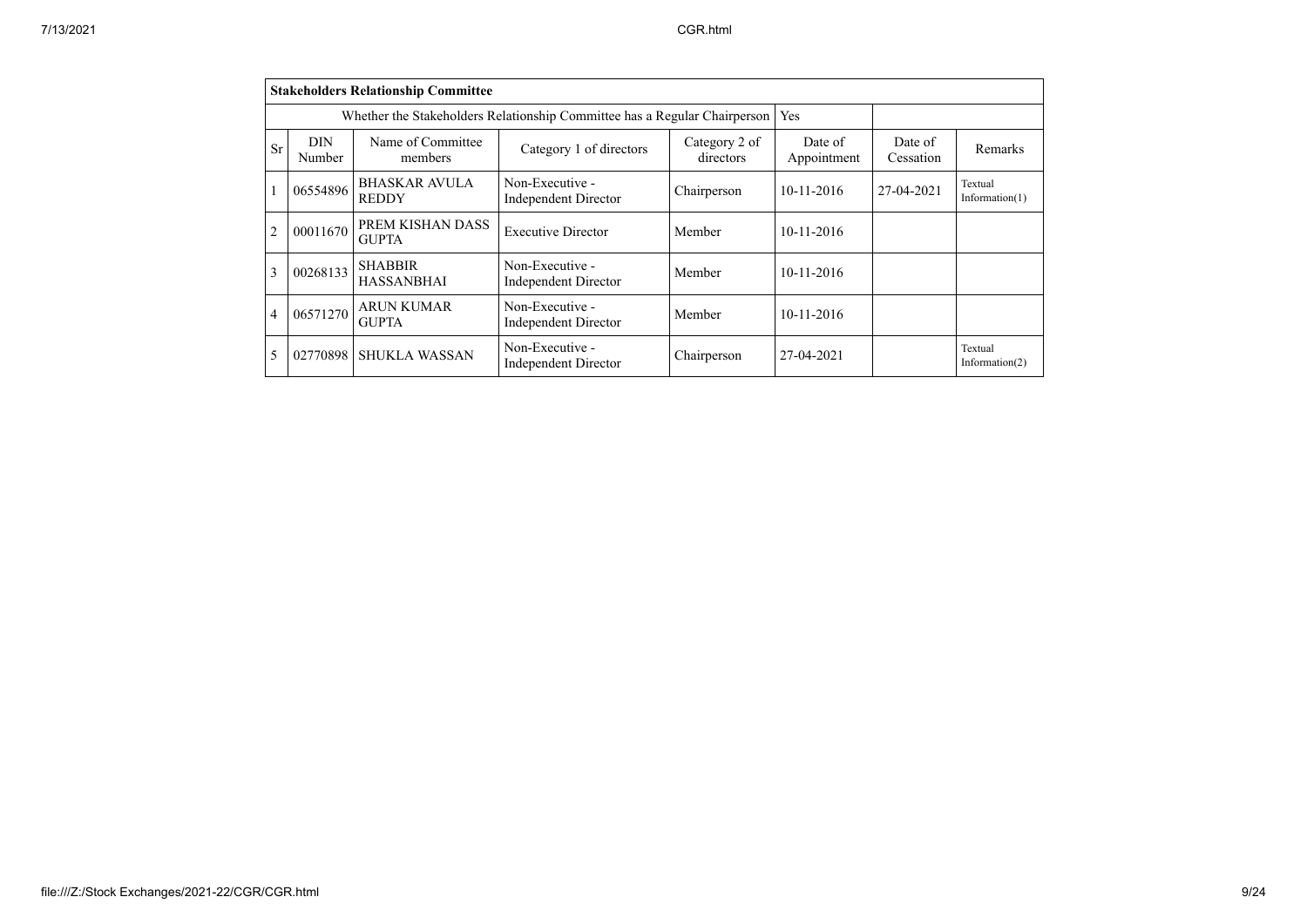| Stakeholders Relationship Committee | | | | | | | |
|---|---|---|---|---|---|---|---|
| Whether the Stakeholders Relationship Committee has a Regular Chairperson | | | | | Yes | | |
| Sr | DIN Number | Name of Committee members | Category 1 of directors | Category 2 of directors | Date of Appointment | Date of Cessation | Remarks |
| 1 | 06554896 | BHASKAR AVULA REDDY | Non-Executive - Independent Director | Chairperson | 10-11-2016 | 27-04-2021 | Textual Information(1) |
| 2 | 00011670 | PREM KISHAN DASS GUPTA | Executive Director | Member | 10-11-2016 | | |
| 3 | 00268133 | SHABBIR HASSANBHAI | Non-Executive - Independent Director | Member | 10-11-2016 | | |
| 4 | 06571270 | ARUN KUMAR GUPTA | Non-Executive - Independent Director | Member | 10-11-2016 | | |
| 5 | 02770898 | SHUKLA WASSAN | Non-Executive - Independent Director | Chairperson | 27-04-2021 | | Textual Information(2) |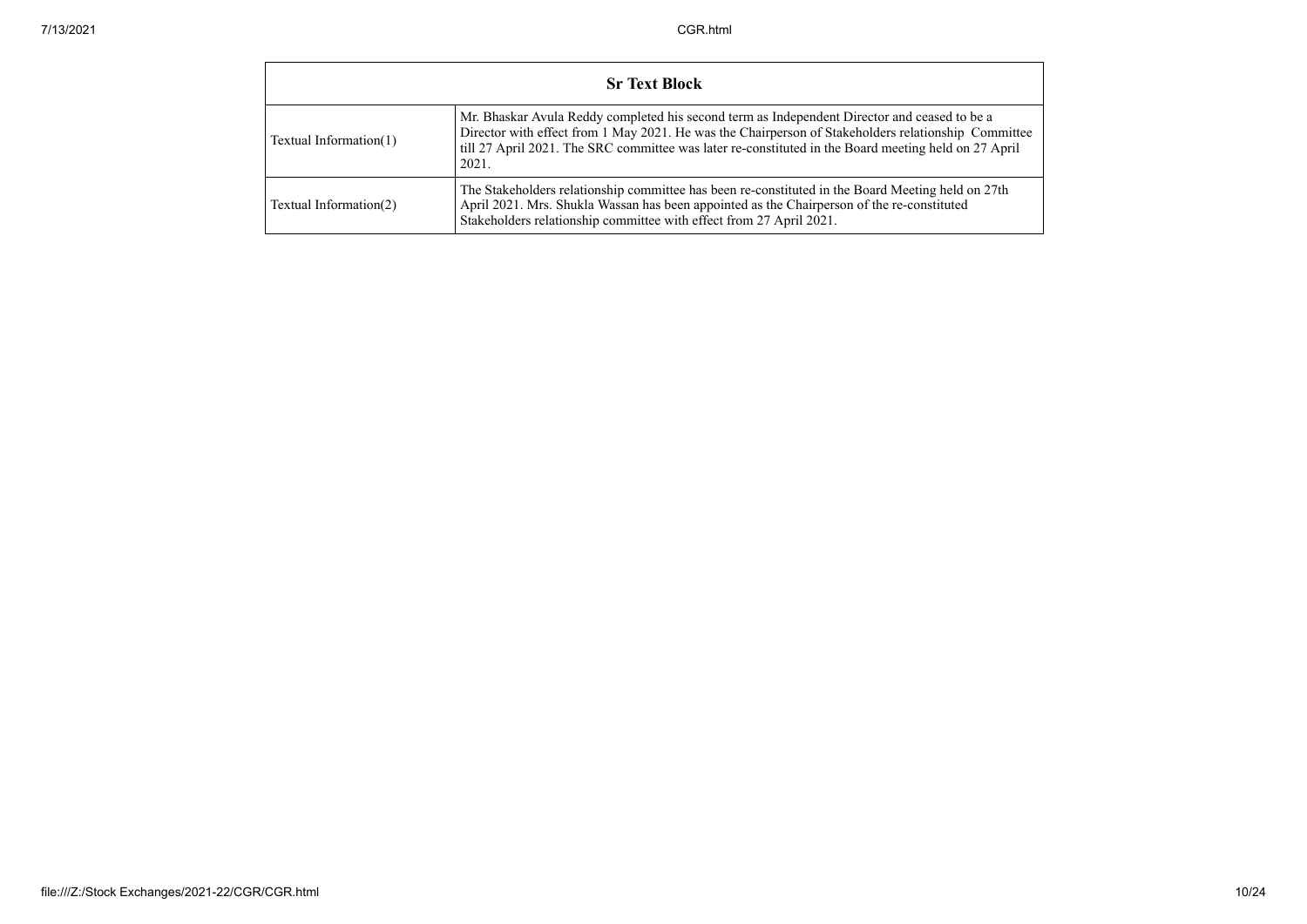| Sr Text Block | |
|---|---|
| Textual Information(1) | Mr. Bhaskar Avula Reddy completed his second term as Independent Director and ceased to be a Director with effect from 1 May 2021. He was the Chairperson of Stakeholders relationship Committee till 27 April 2021. The SRC committee was later re-constituted in the Board meeting held on 27 April 2021. |
| Textual Information(2) | The Stakeholders relationship committee has been re-constituted in the Board Meeting held on 27th April 2021. Mrs. Shukla Wassan has been appointed as the Chairperson of the re-constituted Stakeholders relationship committee with effect from 27 April 2021. |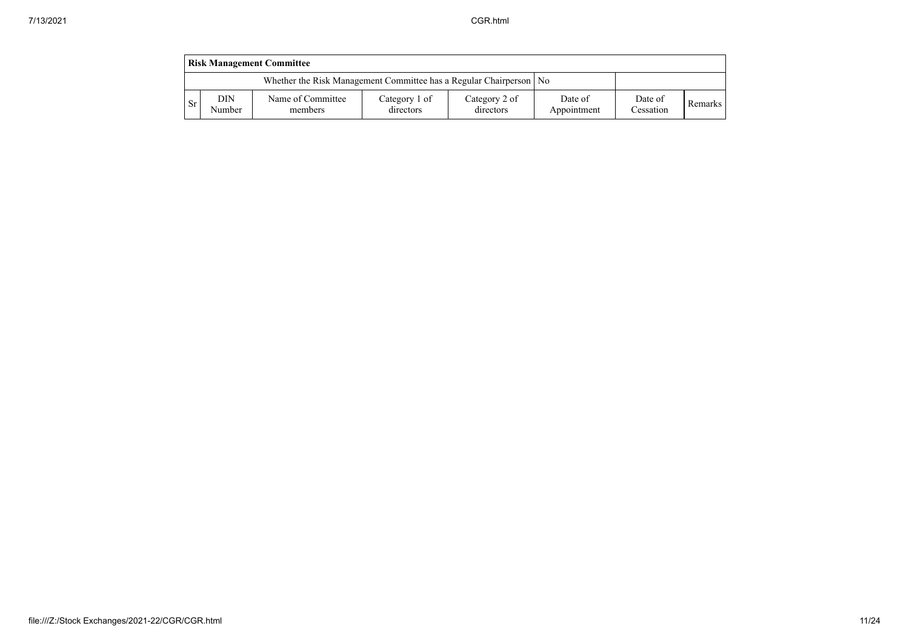| Risk Management Committee | | | | | | | |
|---|---|---|---|---|---|---|---|
| Whether the Risk Management Committee has a Regular Chairperson | | | | | No | | |
| Sr | DIN Number | Name of Committee members | Category 1 of directors | Category 2 of directors | Date of Appointment | Date of Cessation | Remarks |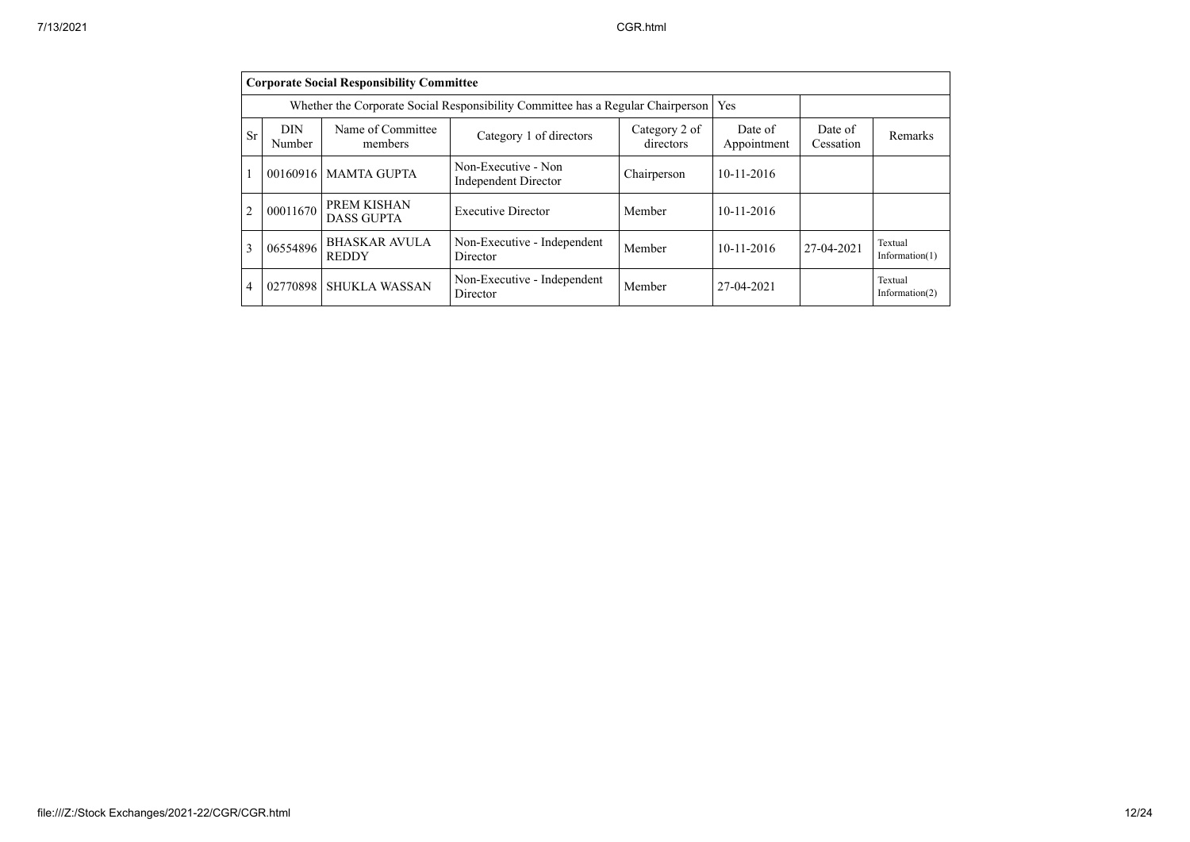| Corporate Social Responsibility Committee | | | | | | | |
|---|---|---|---|---|---|---|---|
| Whether the Corporate Social Responsibility Committee has a Regular Chairperson | | | | | Yes | | |
| Sr | DIN Number | Name of Committee members | Category 1 of directors | Category 2 of directors | Date of Appointment | Date of Cessation | Remarks |
| 1 | 00160916 | MAMTA GUPTA | Non-Executive - Non Independent Director | Chairperson | 10-11-2016 | | |
| 2 | 00011670 | PREM KISHAN DASS GUPTA | Executive Director | Member | 10-11-2016 | | |
| 3 | 06554896 | BHASKAR AVULA REDDY | Non-Executive - Independent Director | Member | 10-11-2016 | 27-04-2021 | Textual Information(1) |
| 4 | 02770898 | SHUKLA WASSAN | Non-Executive - Independent Director | Member | 27-04-2021 | | Textual Information(2) |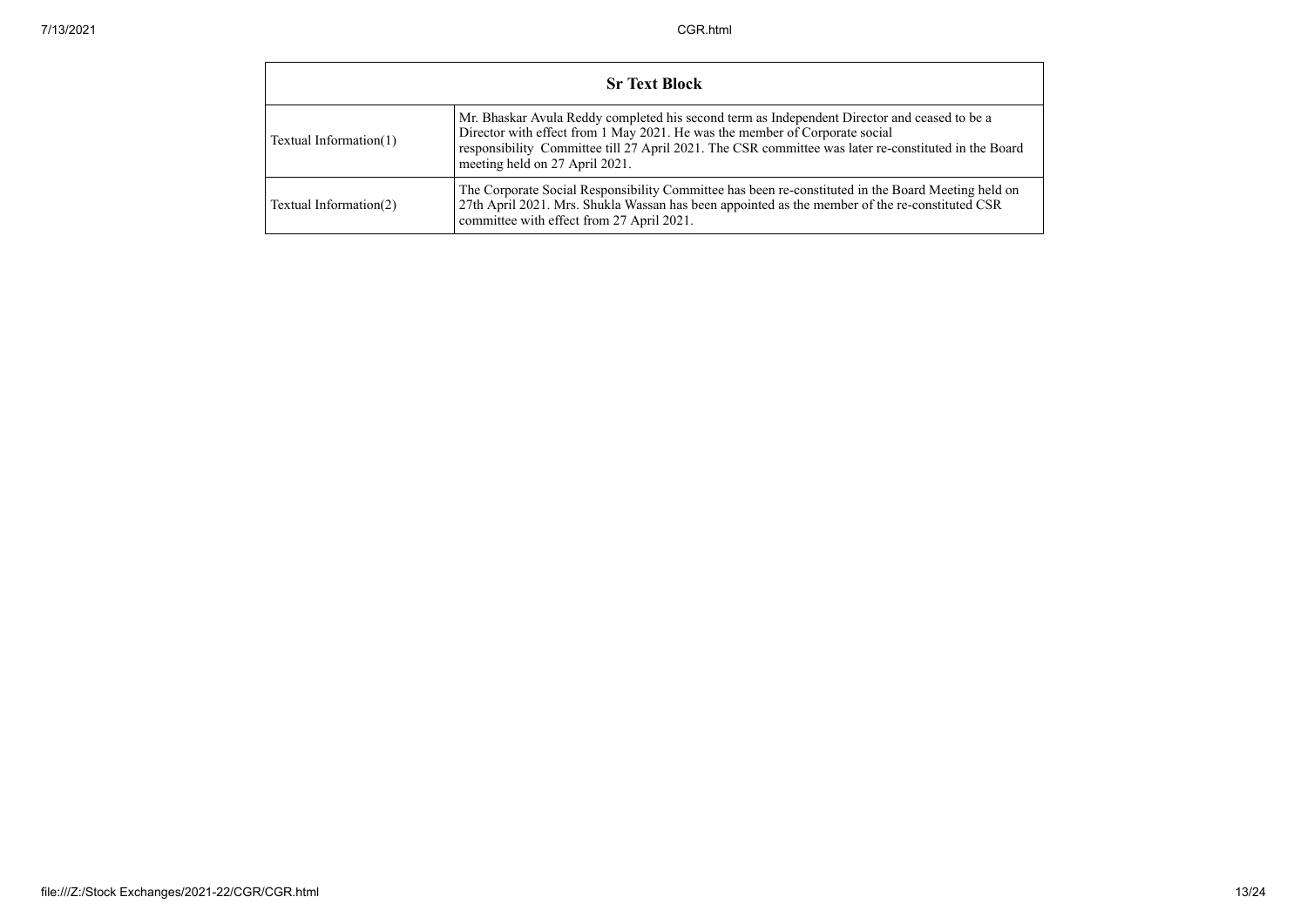| Sr Text Block | |
|---|---|
| Textual Information(1) | Mr. Bhaskar Avula Reddy completed his second term as Independent Director and ceased to be a Director with effect from 1 May 2021. He was the member of Corporate social responsibility Committee till 27 April 2021. The CSR committee was later re-constituted in the Board meeting held on 27 April 2021. |
| Textual Information(2) | The Corporate Social Responsibility Committee has been re-constituted in the Board Meeting held on 27th April 2021. Mrs. Shukla Wassan has been appointed as the member of the re-constituted CSR committee with effect from 27 April 2021. |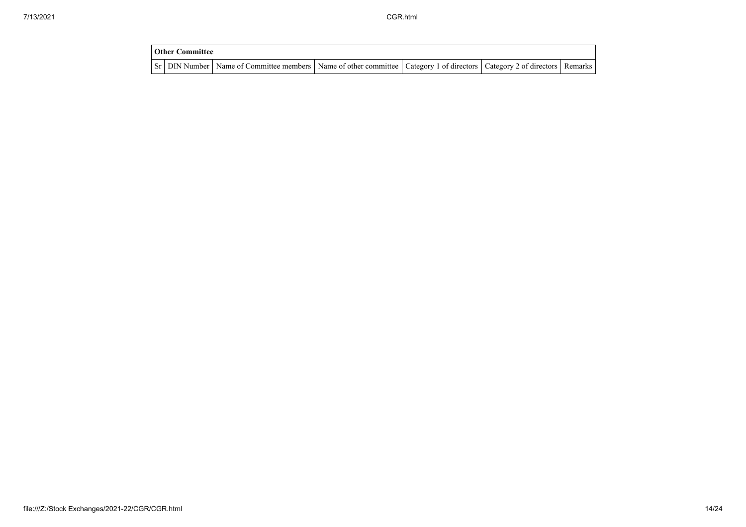| Other Committee | | | | | | |
|---|---|---|---|---|---|---|
| Sr | DIN Number | Name of Committee members | Name of other committee | Category 1 of directors | Category 2 of directors | Remarks |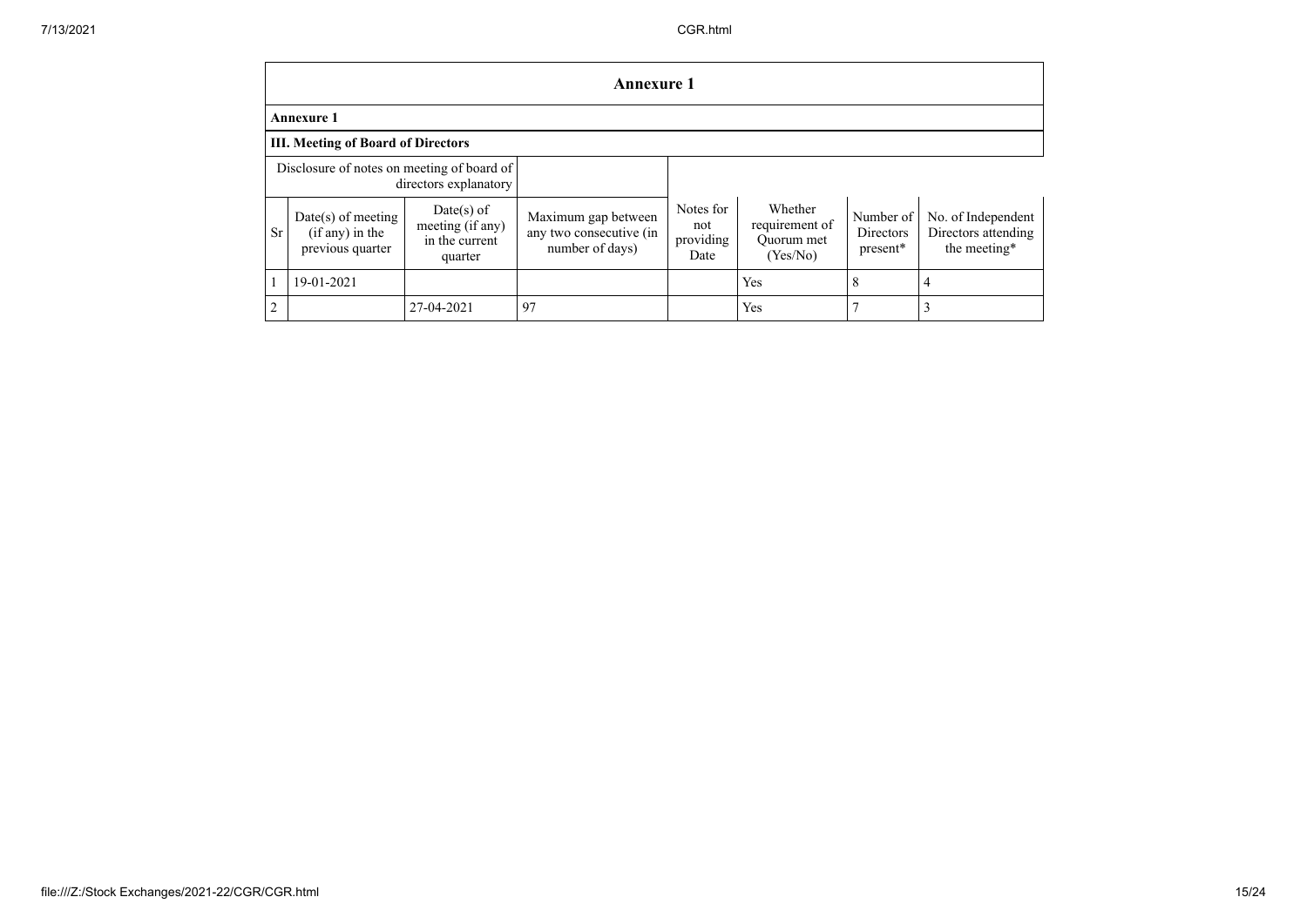## Annexure 1

### Annexure 1

### III. Meeting of Board of Directors

| Disclosure of notes on meeting of board of directors explanatory | | | | | | | |
|---|---|---|---|---|---|---|---|
| **Sr** | **Date(s) of meeting (if any) in the previous quarter** | **Date(s) of meeting (if any) in the current quarter** | **Maximum gap between any two consecutive (in number of days)** | **Notes for not providing Date** | **Whether requirement of Quorum met (Yes/No)** | **Number of Directors present*** | **No. of Independent Directors attending the meeting*** |
| 1 | 19-01-2021 | | | | Yes | 8 | 4 |
| 2 | | 27-04-2021 | 97 | | Yes | 7 | 3 |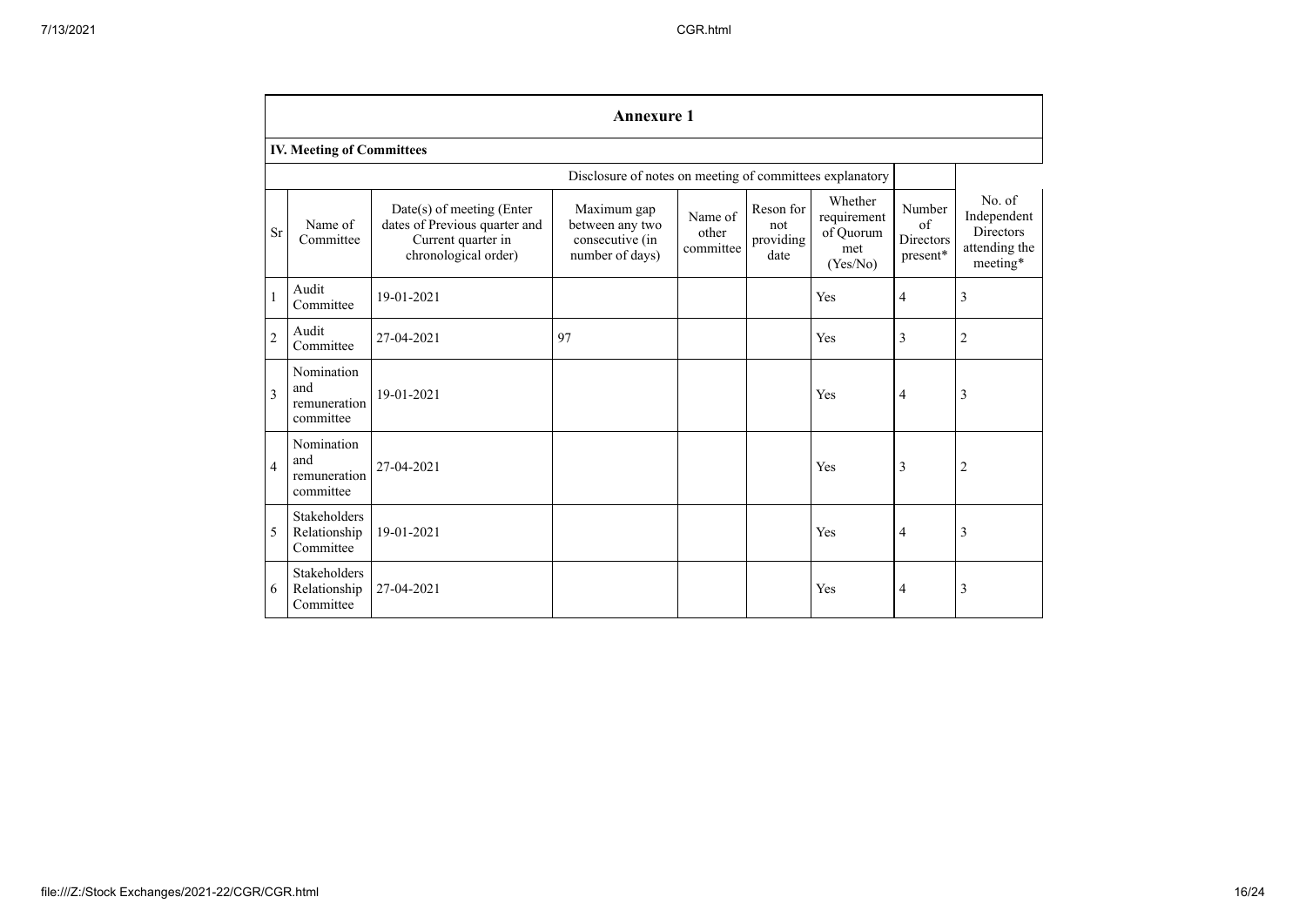## Annexure 1

### IV. Meeting of Committees

| | | | Disclosure of notes on meeting of committees explanatory | | | | | |
|---|---|---|---|---|---|---|---|---|
| Sr | Name of Committee | Date(s) of meeting (Enter dates of Previous quarter and Current quarter in chronological order) | Maximum gap between any two consecutive (in number of days) | Name of other committee | Reson for not providing date | Whether requirement of Quorum met (Yes/No) | Number of Directors present* | No. of Independent Directors attending the meeting* |
| 1 | Audit Committee | 19-01-2021 | | | | Yes | 4 | 3 |
| 2 | Audit Committee | 27-04-2021 | 97 | | | Yes | 3 | 2 |
| 3 | Nomination and remuneration committee | 19-01-2021 | | | | Yes | 4 | 3 |
| 4 | Nomination and remuneration committee | 27-04-2021 | | | | Yes | 3 | 2 |
| 5 | Stakeholders Relationship Committee | 19-01-2021 | | | | Yes | 4 | 3 |
| 6 | Stakeholders Relationship Committee | 27-04-2021 | | | | Yes | 4 | 3 |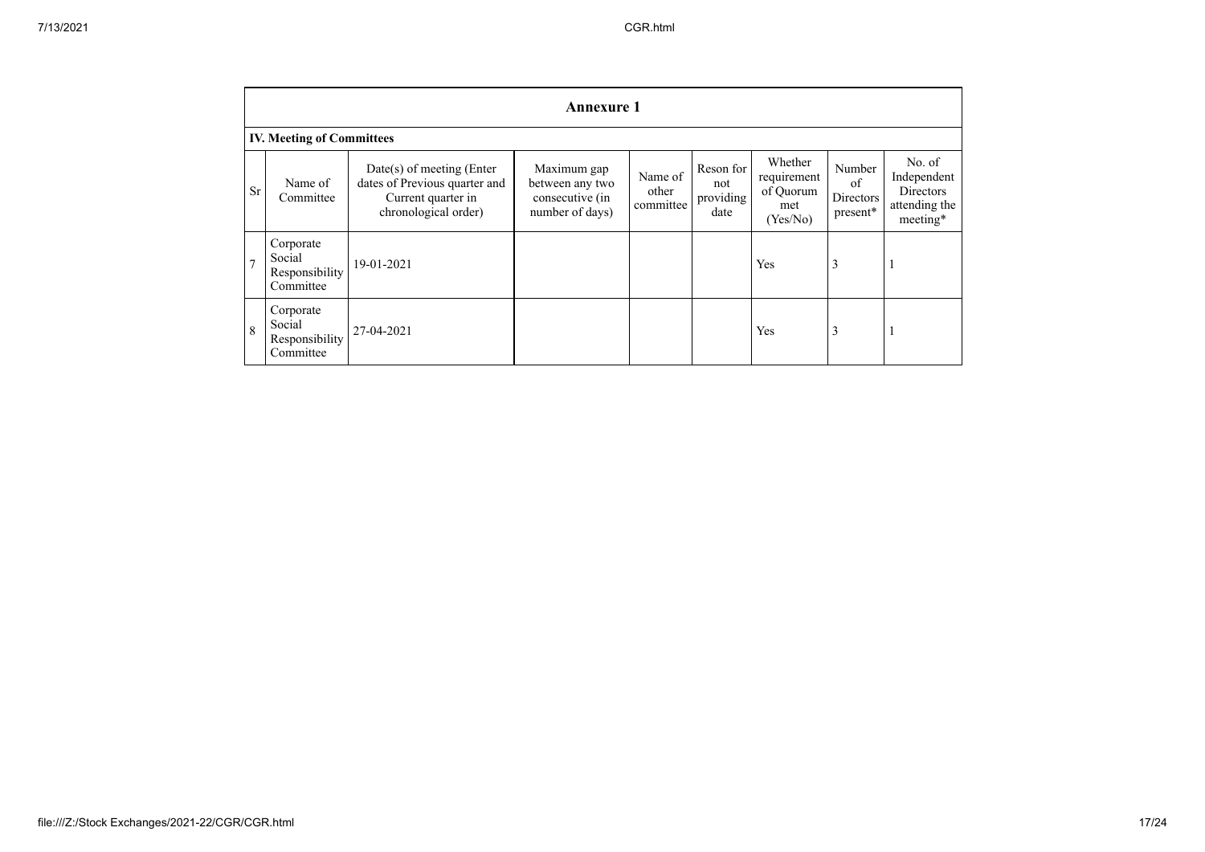| Annexure 1 | | | | | | | | |
|---|---|---|---|---|---|---|---|---|
| **IV. Meeting of Committees** | | | | | | | | |
| Sr | Name of Committee | Date(s) of meeting (Enter dates of Previous quarter and Current quarter in chronological order) | Maximum gap between any two consecutive (in number of days) | Name of other committee | Reson for not providing date | Whether requirement of Quorum met (Yes/No) | Number of Directors present* | No. of Independent Directors attending the meeting* |
| 7 | Corporate Social Responsibility Committee | 19-01-2021 | | | | Yes | 3 | 1 |
| 8 | Corporate Social Responsibility Committee | 27-04-2021 | | | | Yes | 3 | 1 |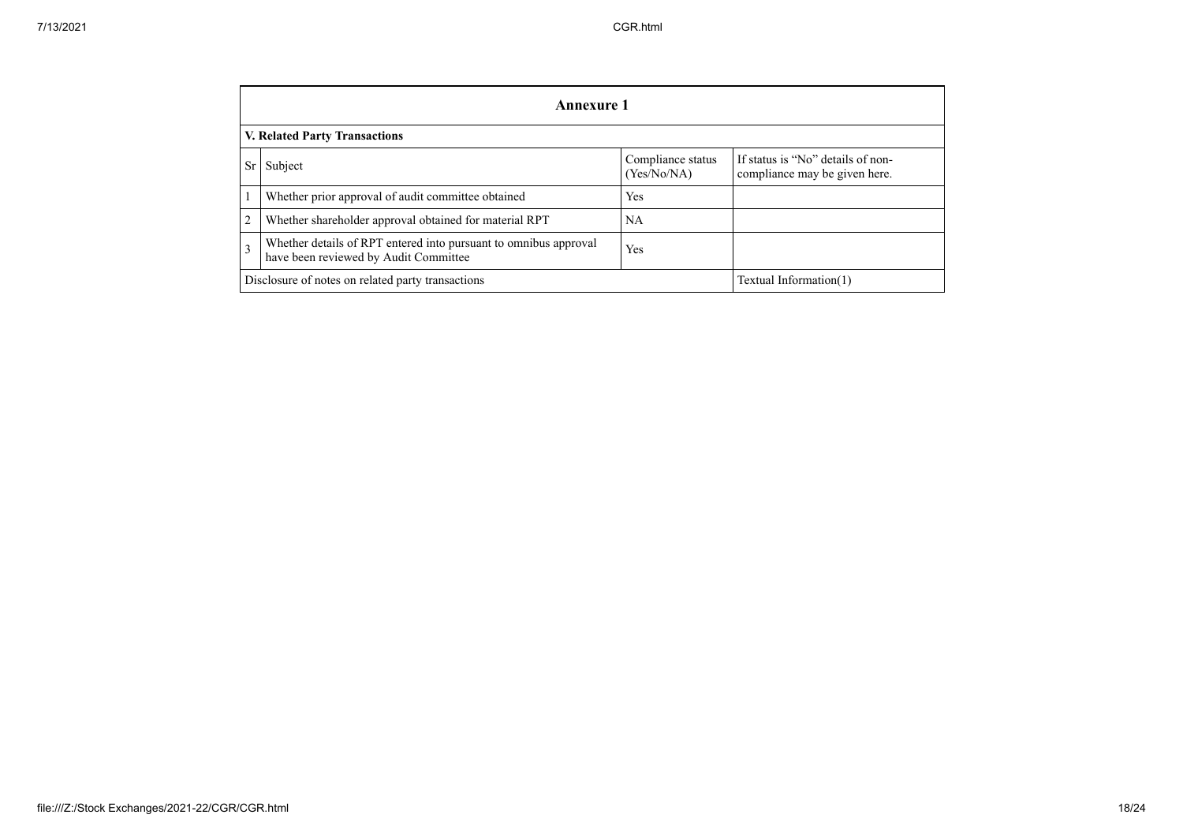| Annexure 1 | | | |
|---|---|---|---|
| **V. Related Party Transactions** | | | |
| Sr | Subject | Compliance status (Yes/No/NA) | If status is "No" details of non-compliance may be given here. |
| 1 | Whether prior approval of audit committee obtained | Yes | |
| 2 | Whether shareholder approval obtained for material RPT | NA | |
| 3 | Whether details of RPT entered into pursuant to omnibus approval have been reviewed by Audit Committee | Yes | |
| Disclosure of notes on related party transactions | | | Textual Information(1) |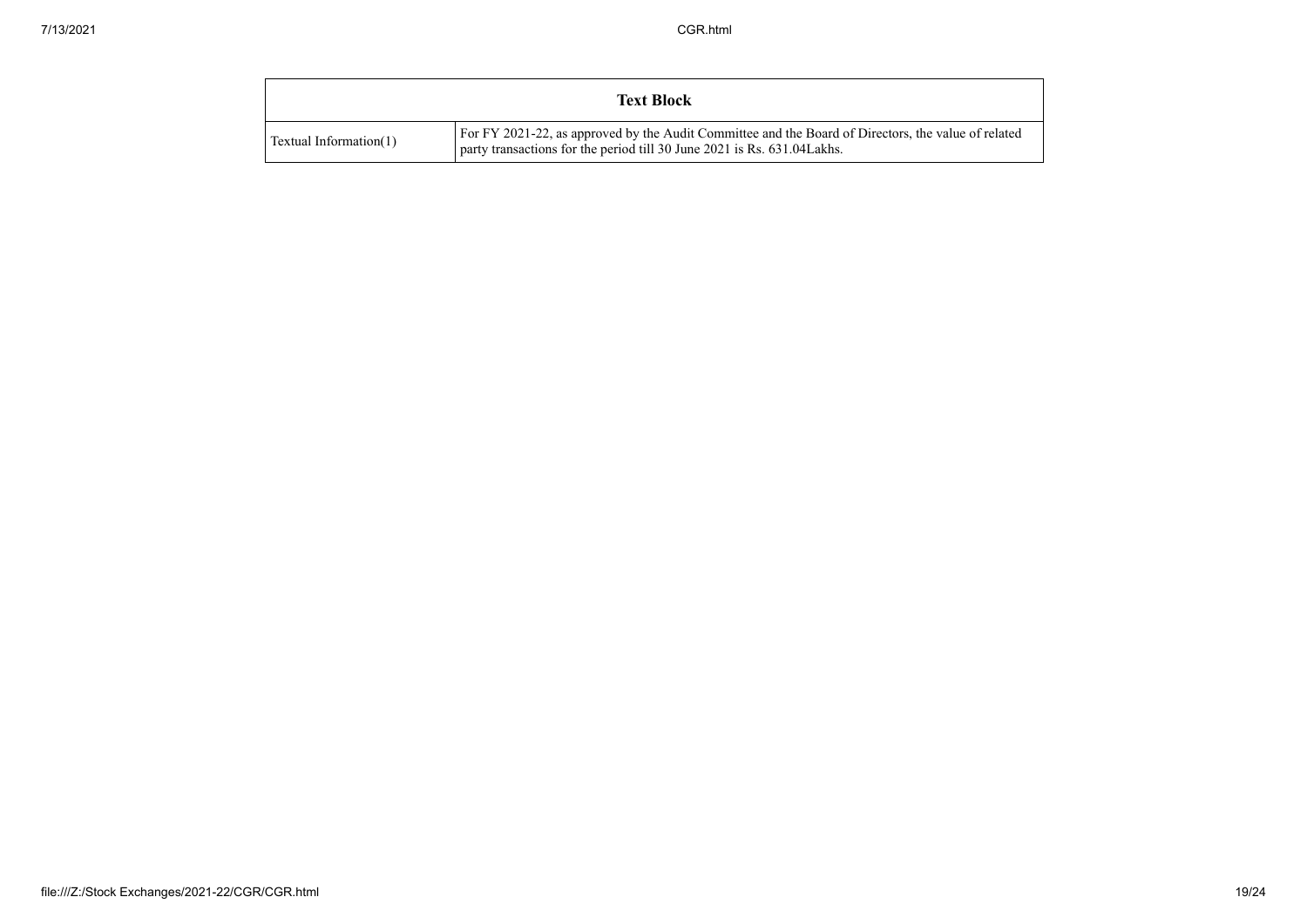| Text Block | |
|---|---|
| Textual Information(1) | For FY 2021-22, as approved by the Audit Committee and the Board of Directors, the value of related party transactions for the period till 30 June 2021 is Rs. 631.04Lakhs. |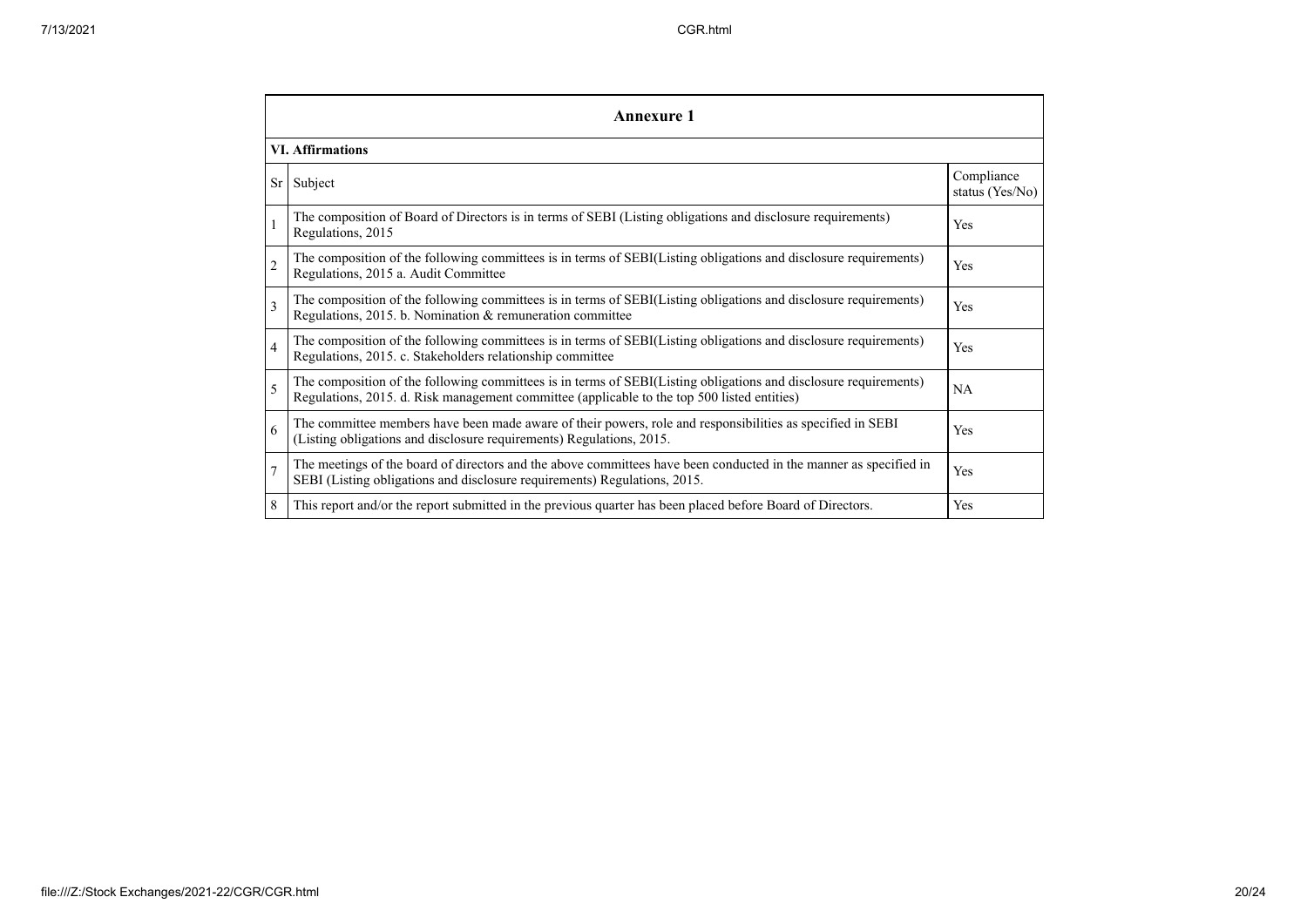## Annexure 1

### VI. Affirmations

| Sr | Subject | Compliance status (Yes/No) |
|---|---|---|
| 1 | The composition of Board of Directors is in terms of SEBI (Listing obligations and disclosure requirements) Regulations, 2015 | Yes |
| 2 | The composition of the following committees is in terms of SEBI(Listing obligations and disclosure requirements) Regulations, 2015 a. Audit Committee | Yes |
| 3 | The composition of the following committees is in terms of SEBI(Listing obligations and disclosure requirements) Regulations, 2015. b. Nomination & remuneration committee | Yes |
| 4 | The composition of the following committees is in terms of SEBI(Listing obligations and disclosure requirements) Regulations, 2015. c. Stakeholders relationship committee | Yes |
| 5 | The composition of the following committees is in terms of SEBI(Listing obligations and disclosure requirements) Regulations, 2015. d. Risk management committee (applicable to the top 500 listed entities) | NA |
| 6 | The committee members have been made aware of their powers, role and responsibilities as specified in SEBI (Listing obligations and disclosure requirements) Regulations, 2015. | Yes |
| 7 | The meetings of the board of directors and the above committees have been conducted in the manner as specified in SEBI (Listing obligations and disclosure requirements) Regulations, 2015. | Yes |
| 8 | This report and/or the report submitted in the previous quarter has been placed before Board of Directors. | Yes |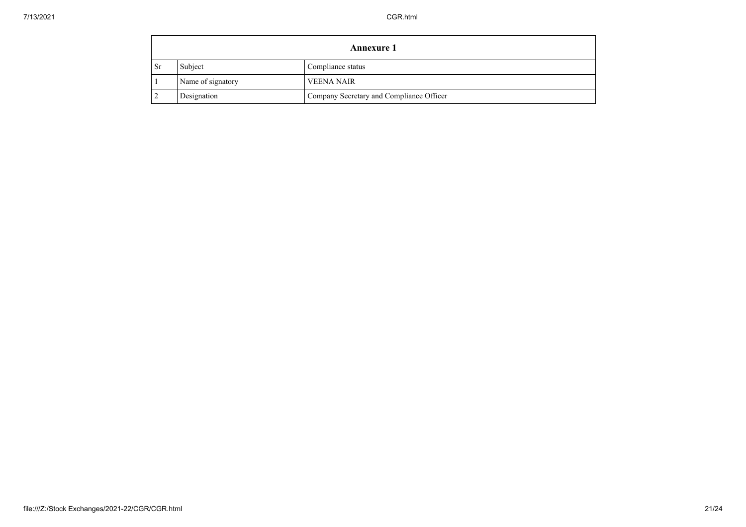| Annexure 1 | | |
|---|---|---|
| Sr | Subject | Compliance status |
| 1 | Name of signatory | VEENA NAIR |
| 2 | Designation | Company Secretary and Compliance Officer |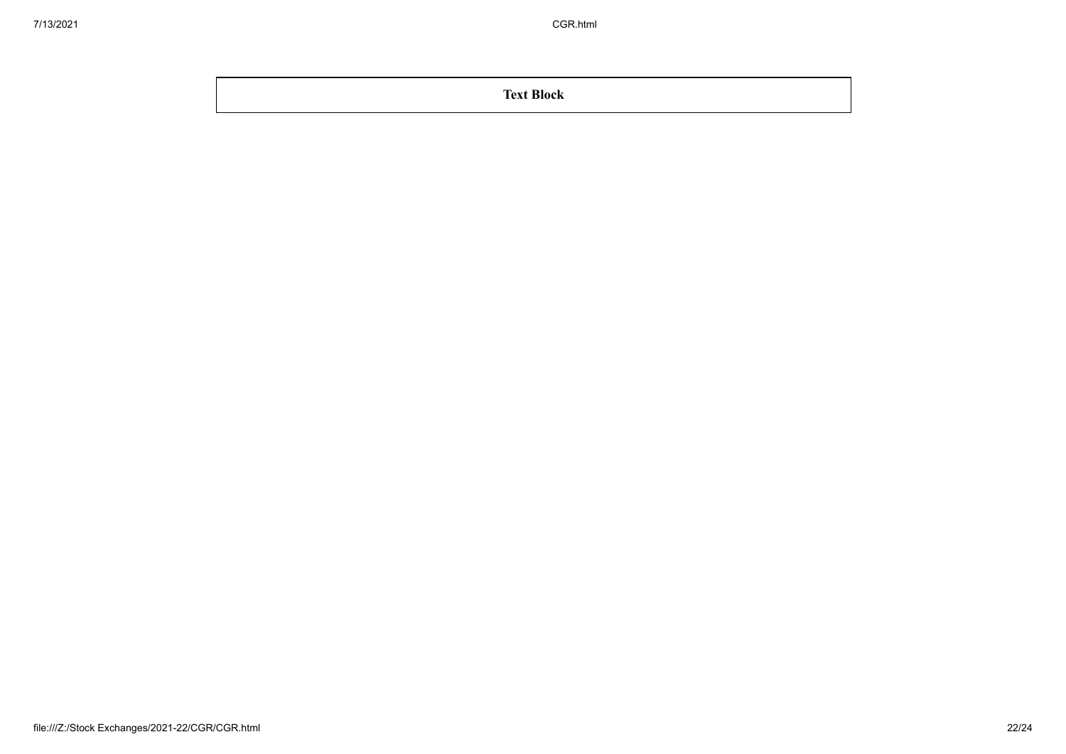| Text Block |
| --- |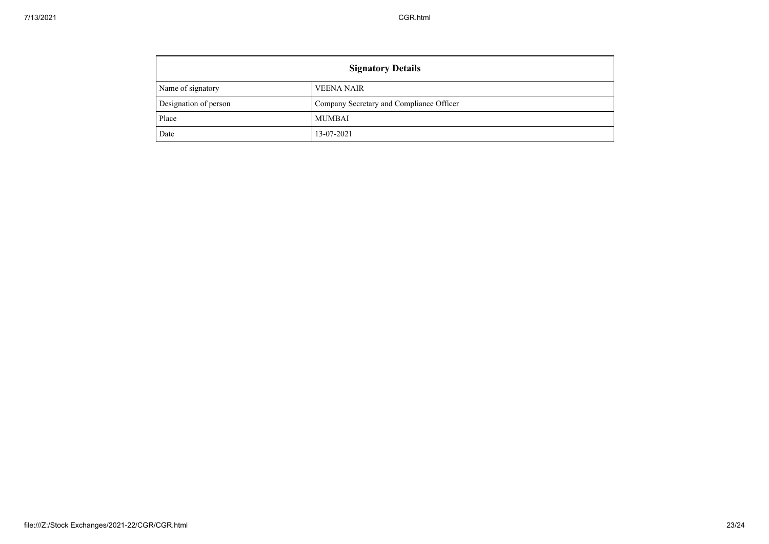| Signatory Details | |
|---|---|
| Name of signatory | VEENA NAIR |
| Designation of person | Company Secretary and Compliance Officer |
| Place | MUMBAI |
| Date | 13-07-2021 |